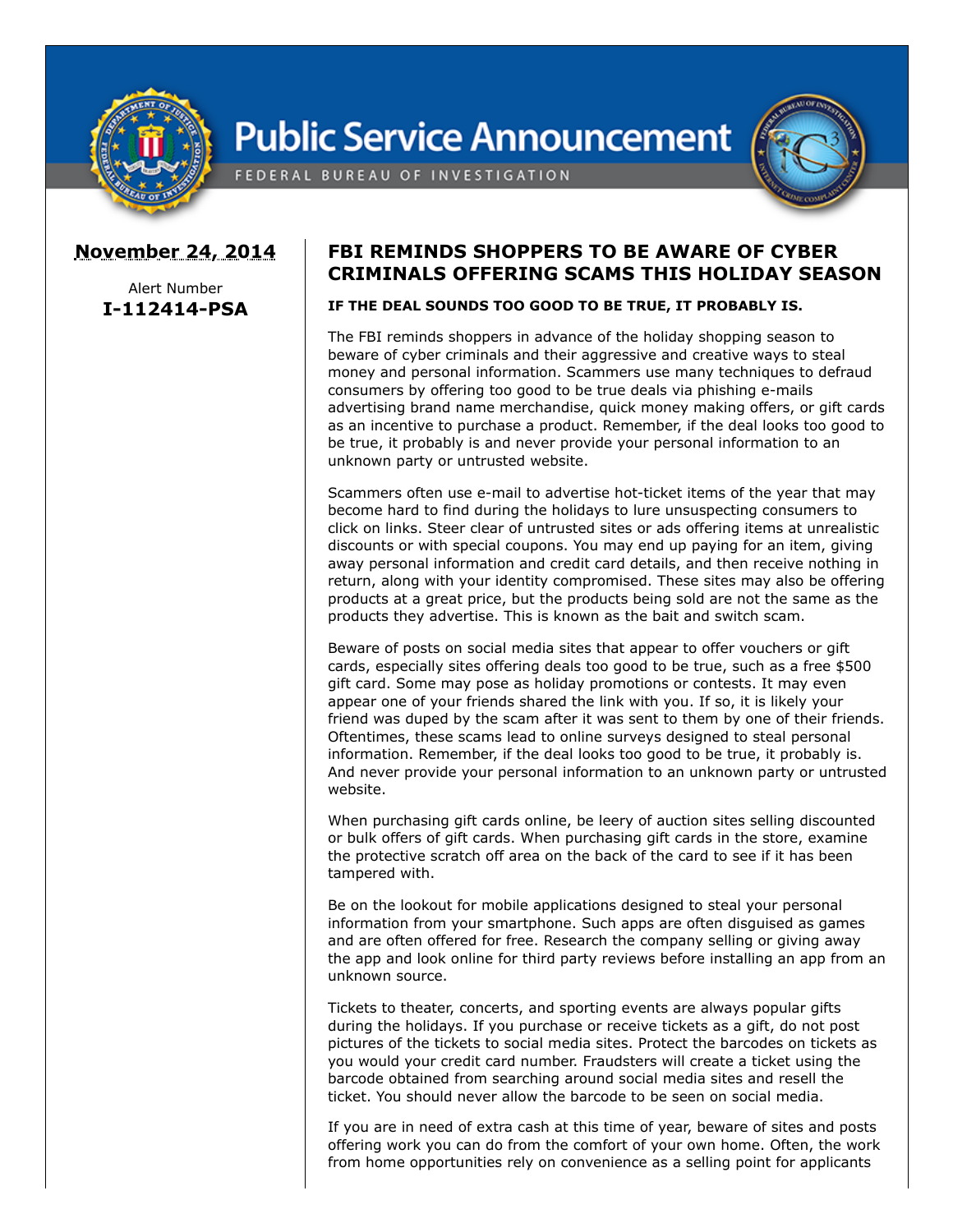# Public Service Announcement

FEDERAL BUREAU OF INVESTIGATION

**November 24, 2014**

Alert Number
**I-112414-PSA**

## FBI REMINDS SHOPPERS TO BE AWARE OF CYBER CRIMINALS OFFERING SCAMS THIS HOLIDAY SEASON

**IF THE DEAL SOUNDS TOO GOOD TO BE TRUE, IT PROBABLY IS.**

The FBI reminds shoppers in advance of the holiday shopping season to beware of cyber criminals and their aggressive and creative ways to steal money and personal information. Scammers use many techniques to defraud consumers by offering too good to be true deals via phishing e-mails advertising brand name merchandise, quick money making offers, or gift cards as an incentive to purchase a product. Remember, if the deal looks too good to be true, it probably is and never provide your personal information to an unknown party or untrusted website.

Scammers often use e-mail to advertise hot-ticket items of the year that may become hard to find during the holidays to lure unsuspecting consumers to click on links. Steer clear of untrusted sites or ads offering items at unrealistic discounts or with special coupons. You may end up paying for an item, giving away personal information and credit card details, and then receive nothing in return, along with your identity compromised. These sites may also be offering products at a great price, but the products being sold are not the same as the products they advertise. This is known as the bait and switch scam.

Beware of posts on social media sites that appear to offer vouchers or gift cards, especially sites offering deals too good to be true, such as a free $500 gift card. Some may pose as holiday promotions or contests. It may even appear one of your friends shared the link with you. If so, it is likely your friend was duped by the scam after it was sent to them by one of their friends. Oftentimes, these scams lead to online surveys designed to steal personal information. Remember, if the deal looks too good to be true, it probably is. And never provide your personal information to an unknown party or untrusted website.

When purchasing gift cards online, be leery of auction sites selling discounted or bulk offers of gift cards. When purchasing gift cards in the store, examine the protective scratch off area on the back of the card to see if it has been tampered with.

Be on the lookout for mobile applications designed to steal your personal information from your smartphone. Such apps are often disguised as games and are often offered for free. Research the company selling or giving away the app and look online for third party reviews before installing an app from an unknown source.

Tickets to theater, concerts, and sporting events are always popular gifts during the holidays. If you purchase or receive tickets as a gift, do not post pictures of the tickets to social media sites. Protect the barcodes on tickets as you would your credit card number. Fraudsters will create a ticket using the barcode obtained from searching around social media sites and resell the ticket. You should never allow the barcode to be seen on social media.

If you are in need of extra cash at this time of year, beware of sites and posts offering work you can do from the comfort of your own home. Often, the work from home opportunities rely on convenience as a selling point for applicants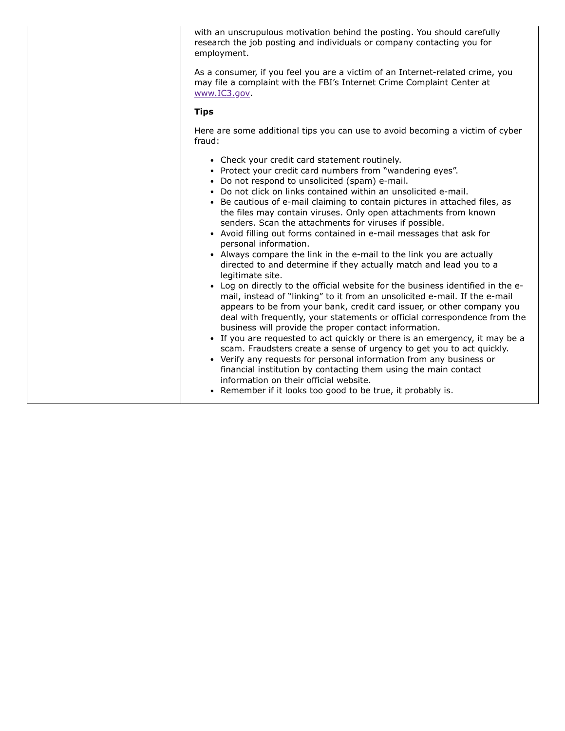with an unscrupulous motivation behind the posting. You should carefully research the job posting and individuals or company contacting you for employment.

As a consumer, if you feel you are a victim of an Internet-related crime, you may file a complaint with the FBI's Internet Crime Complaint Center at www.IC3.gov.

**Tips**

Here are some additional tips you can use to avoid becoming a victim of cyber fraud:

- Check your credit card statement routinely.
- Protect your credit card numbers from "wandering eyes".
- Do not respond to unsolicited (spam) e-mail.
- Do not click on links contained within an unsolicited e-mail.
- Be cautious of e-mail claiming to contain pictures in attached files, as the files may contain viruses. Only open attachments from known senders. Scan the attachments for viruses if possible.
- Avoid filling out forms contained in e-mail messages that ask for personal information.
- Always compare the link in the e-mail to the link you are actually directed to and determine if they actually match and lead you to a legitimate site.
- Log on directly to the official website for the business identified in the e-mail, instead of "linking" to it from an unsolicited e-mail. If the e-mail appears to be from your bank, credit card issuer, or other company you deal with frequently, your statements or official correspondence from the business will provide the proper contact information.
- If you are requested to act quickly or there is an emergency, it may be a scam. Fraudsters create a sense of urgency to get you to act quickly.
- Verify any requests for personal information from any business or financial institution by contacting them using the main contact information on their official website.
- Remember if it looks too good to be true, it probably is.